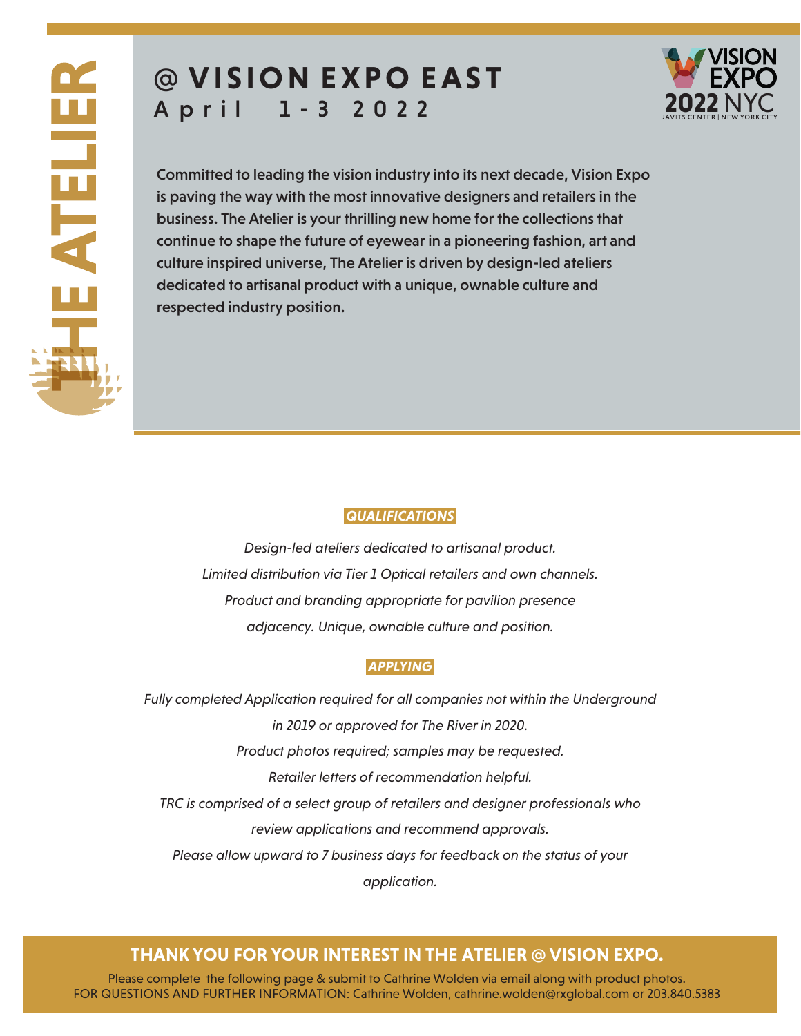# THE ATELIER

## @ VISION EXPO EAST

April 1-3 2022

VISION EXPO 2022 NYC
JAVITS CENTER | NEW YORK CITY

**Committed to leading the vision industry into its next decade, Vision Expo is paving the way with the most innovative designers and retailers in the business. The Atelier is your thrilling new home for the collections that continue to shape the future of eyewear in a pioneering fashion, art and culture inspired universe, The Atelier is driven by design-led ateliers dedicated to artisanal product with a unique, ownable culture and respected industry position.**

### *QUALIFICATIONS*

*Design-led ateliers dedicated to artisanal product.*

*Limited distribution via Tier 1 Optical retailers and own channels.*

*Product and branding appropriate for pavilion presence adjacency. Unique, ownable culture and position.*

### *APPLYING*

*Fully completed Application required for all companies not within the Underground in 2019 or approved for The River in 2020.*

*Product photos required; samples may be requested.*

*Retailer letters of recommendation helpful.*

*TRC is comprised of a select group of retailers and designer professionals who review applications and recommend approvals.*

*Please allow upward to 7 business days for feedback on the status of your application.*

**THANK YOU FOR YOUR INTEREST IN THE ATELIER @ VISION EXPO.**

Please complete the following page & submit to Cathrine Wolden via email along with product photos.
FOR QUESTIONS AND FURTHER INFORMATION: Cathrine Wolden, cathrine.wolden@rxglobal.com or 203.840.5383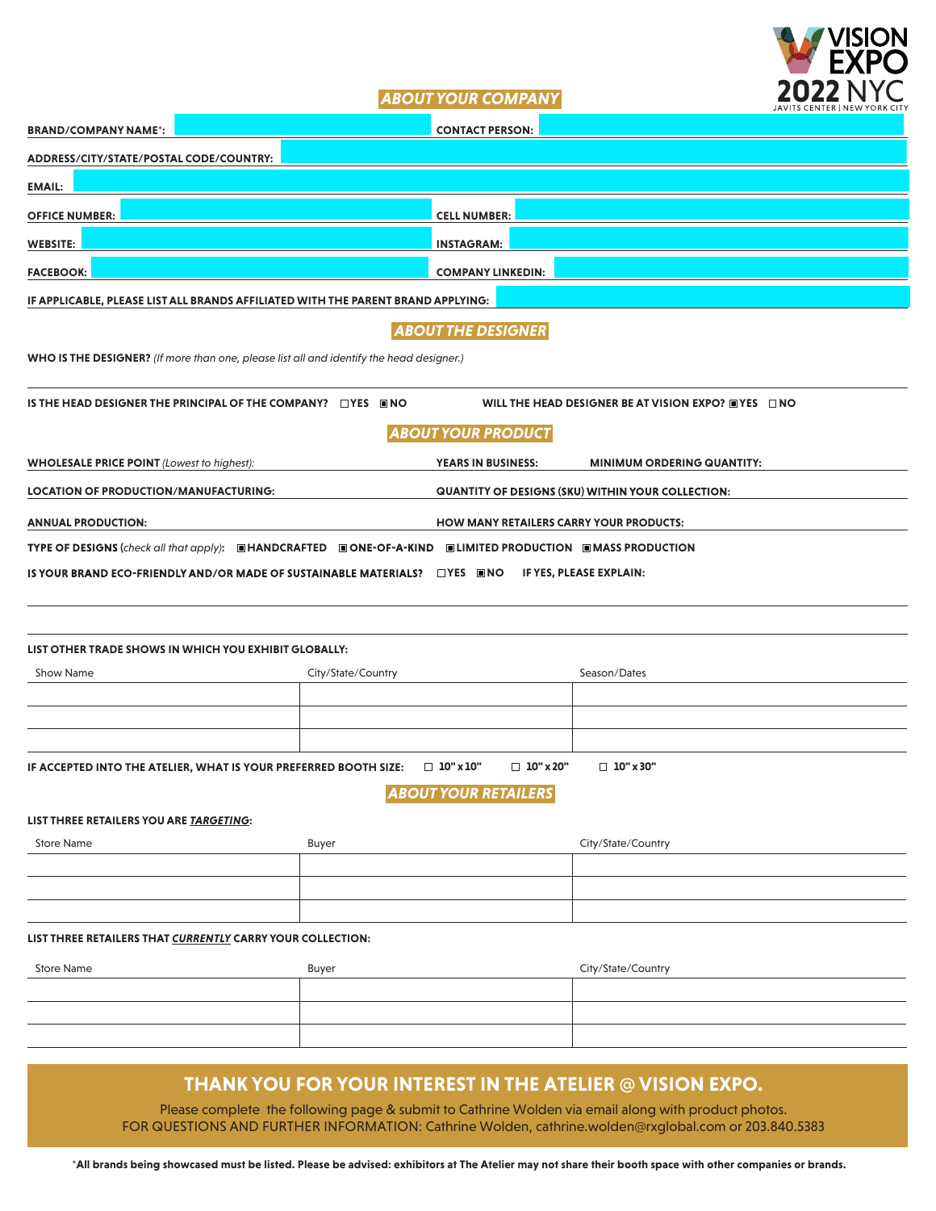## ABOUT YOUR COMPANY

**BRAND/COMPANY NAME***: | **CONTACT PERSON:**

**ADDRESS/CITY/STATE/POSTAL CODE/COUNTRY:**

**EMAIL:**

**OFFICE NUMBER:** | **CELL NUMBER:**

**WEBSITE:** | **INSTAGRAM:**

**FACEBOOK:** | **COMPANY LINKEDIN:**

**IF APPLICABLE, PLEASE LIST ALL BRANDS AFFILIATED WITH THE PARENT BRAND APPLYING:**

## ABOUT THE DESIGNER

**WHO IS THE DESIGNER?** *(If more than one, please list all and identify the head designer.)*

**IS THE HEAD DESIGNER THE PRINCIPAL OF THE COMPANY?** ☐ YES ▣ NO

**WILL THE HEAD DESIGNER BE AT VISION EXPO?** ▣ YES ☐ NO

## ABOUT YOUR PRODUCT

**WHOLESALE PRICE POINT** *(Lowest to highest):*

**YEARS IN BUSINESS:**

**MINIMUM ORDERING QUANTITY:**

**LOCATION OF PRODUCTION/MANUFACTURING:**

**QUANTITY OF DESIGNS (SKU) WITHIN YOUR COLLECTION:**

**ANNUAL PRODUCTION:**

**HOW MANY RETAILERS CARRY YOUR PRODUCTS:**

**TYPE OF DESIGNS** (*check all that apply*): ▣ HANDCRAFTED ▣ ONE-OF-A-KIND ▣ LIMITED PRODUCTION ▣ MASS PRODUCTION

**IS YOUR BRAND ECO-FRIENDLY AND/OR MADE OF SUSTAINABLE MATERIALS?** ☐ YES ▣ NO **IF YES, PLEASE EXPLAIN:**

**LIST OTHER TRADE SHOWS IN WHICH YOU EXHIBIT GLOBALLY:**

| Show Name | City/State/Country | Season/Dates |
|---|---|---|
| | | |
| | | |
| | | |

**IF ACCEPTED INTO THE ATELIER, WHAT IS YOUR PREFERRED BOOTH SIZE:** ☐ 10" x 10" ☐ 10" x 20" ☐ 10" x 30"

## ABOUT YOUR RETAILERS

**LIST THREE RETAILERS YOU ARE *TARGETING*:**

| Store Name | Buyer | City/State/Country |
|---|---|---|
| | | |
| | | |
| | | |

**LIST THREE RETAILERS THAT *CURRENTLY* CARRY YOUR COLLECTION:**

| Store Name | Buyer | City/State/Country |
|---|---|---|
| | | |
| | | |
| | | |

## THANK YOU FOR YOUR INTEREST IN THE ATELIER @ VISION EXPO.

Please complete the following page & submit to Cathrine Wolden via email along with product photos.
FOR QUESTIONS AND FURTHER INFORMATION: Cathrine Wolden, cathrine.wolden@rxglobal.com or 203.840.5383

***All brands being showcased must be listed. Please be advised: exhibitors at The Atelier may not share their booth space with other companies or brands.**